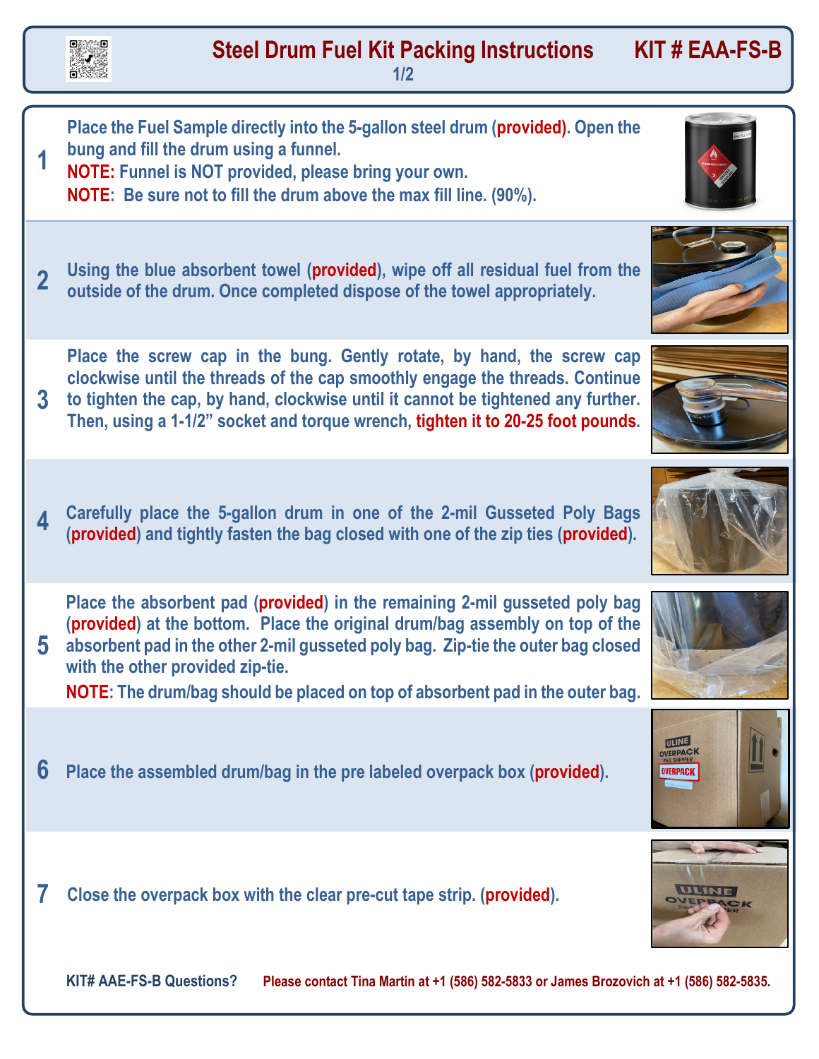# Steel Drum Fuel Kit Packing Instructions

**KIT # EAA-FS-B**

1. Place the Fuel Sample directly into the 5-gallon steel drum (**provided**). Open the bung and fill the drum using a funnel.
   **NOTE:** Funnel is NOT provided, please bring your own.
   **NOTE:** Be sure not to fill the drum above the max fill line. (90%).

2. Using the blue absorbent towel (**provided**), wipe off all residual fuel from the outside of the drum. Once completed dispose of the towel appropriately.

3. Place the screw cap in the bung. Gently rotate, by hand, the screw cap clockwise until the threads of the cap smoothly engage the threads. Continue to tighten the cap, by hand, clockwise until it cannot be tightened any further. Then, using a 1-1/2" socket and torque wrench, **tighten it to 20-25 foot pounds**.

4. Carefully place the 5-gallon drum in one of the 2-mil Gusseted Poly Bags (**provided**) and tightly fasten the bag closed with one of the zip ties (**provided**).

5. Place the absorbent pad (**provided**) in the remaining 2-mil gusseted poly bag (**provided**) at the bottom. Place the original drum/bag assembly on top of the absorbent pad in the other 2-mil gusseted poly bag. Zip-tie the outer bag closed with the other provided zip-tie.
   **NOTE:** The drum/bag should be placed on top of absorbent pad in the outer bag.

6. Place the assembled drum/bag in the pre labeled overpack box (**provided**).

7. Close the overpack box with the clear pre-cut tape strip. (**provided**).

**KIT# AAE-FS-B Questions?** Please contact Tina Martin at +1 (586) 582-5833 or James Brozovich at +1 (586) 582-5835.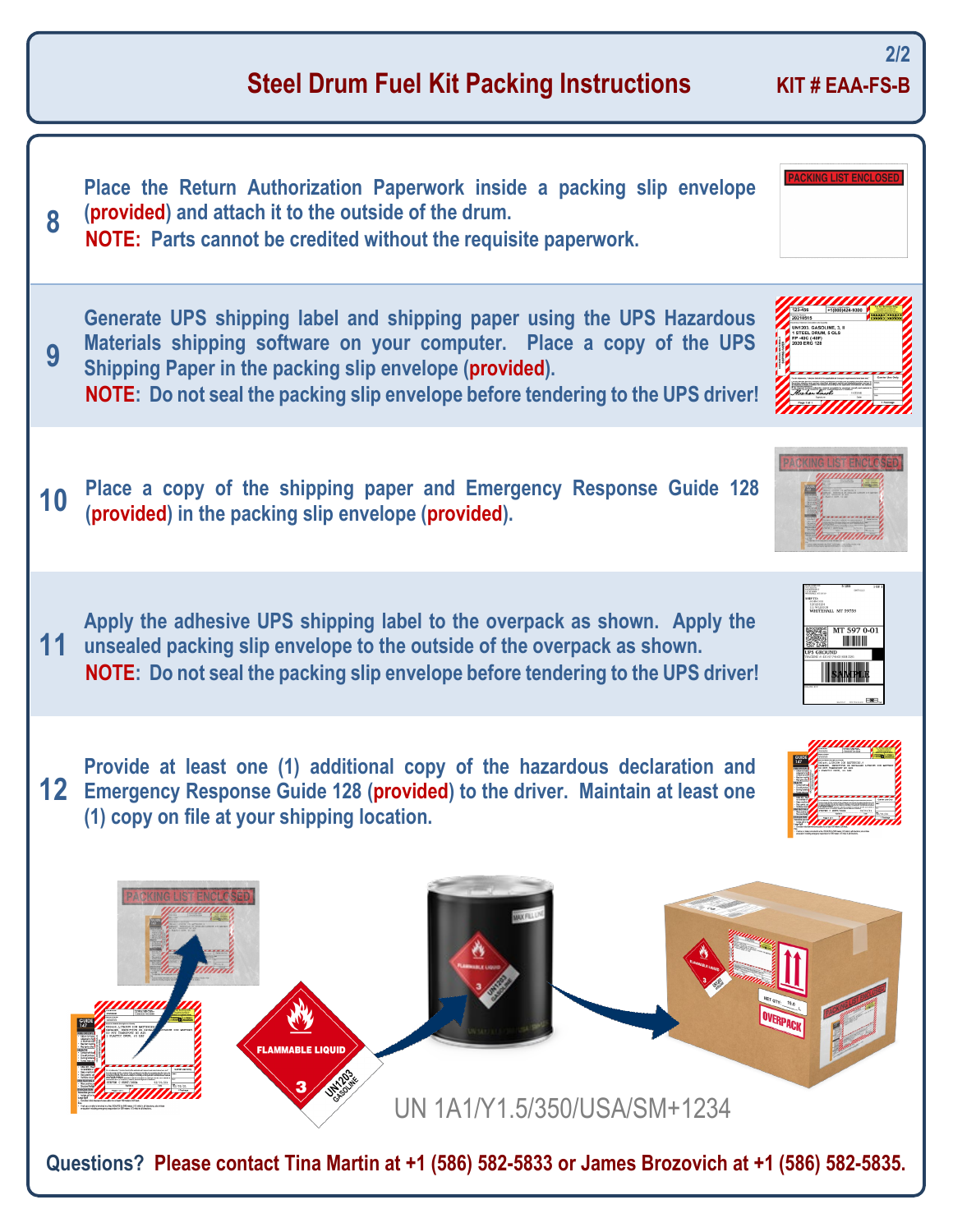# Steel Drum Fuel Kit Packing Instructions

**KIT # EAA-FS-B**

**8** Place the Return Authorization Paperwork inside a packing slip envelope (**provided**) and attach it to the outside of the drum.
**NOTE: Parts cannot be credited without the requisite paperwork.**

**9** Generate UPS shipping label and shipping paper using the UPS Hazardous Materials shipping software on your computer. Place a copy of the UPS Shipping Paper in the packing slip envelope (**provided**).
**NOTE: Do not seal the packing slip envelope before tendering to the UPS driver!**

**10** Place a copy of the shipping paper and Emergency Response Guide 128 (**provided**) in the packing slip envelope (**provided**).

**11** Apply the adhesive UPS shipping label to the overpack as shown. Apply the unsealed packing slip envelope to the outside of the overpack as shown.
**NOTE: Do not seal the packing slip envelope before tendering to the UPS driver!**

**12** Provide at least one (1) additional copy of the hazardous declaration and Emergency Response Guide 128 (**provided**) to the driver. Maintain at least one (1) copy on file at your shipping location.

UN 1A1/Y1.5/350/USA/SM+1234

**Questions? Please contact Tina Martin at +1 (586) 582-5833 or James Brozovich at +1 (586) 582-5835.**